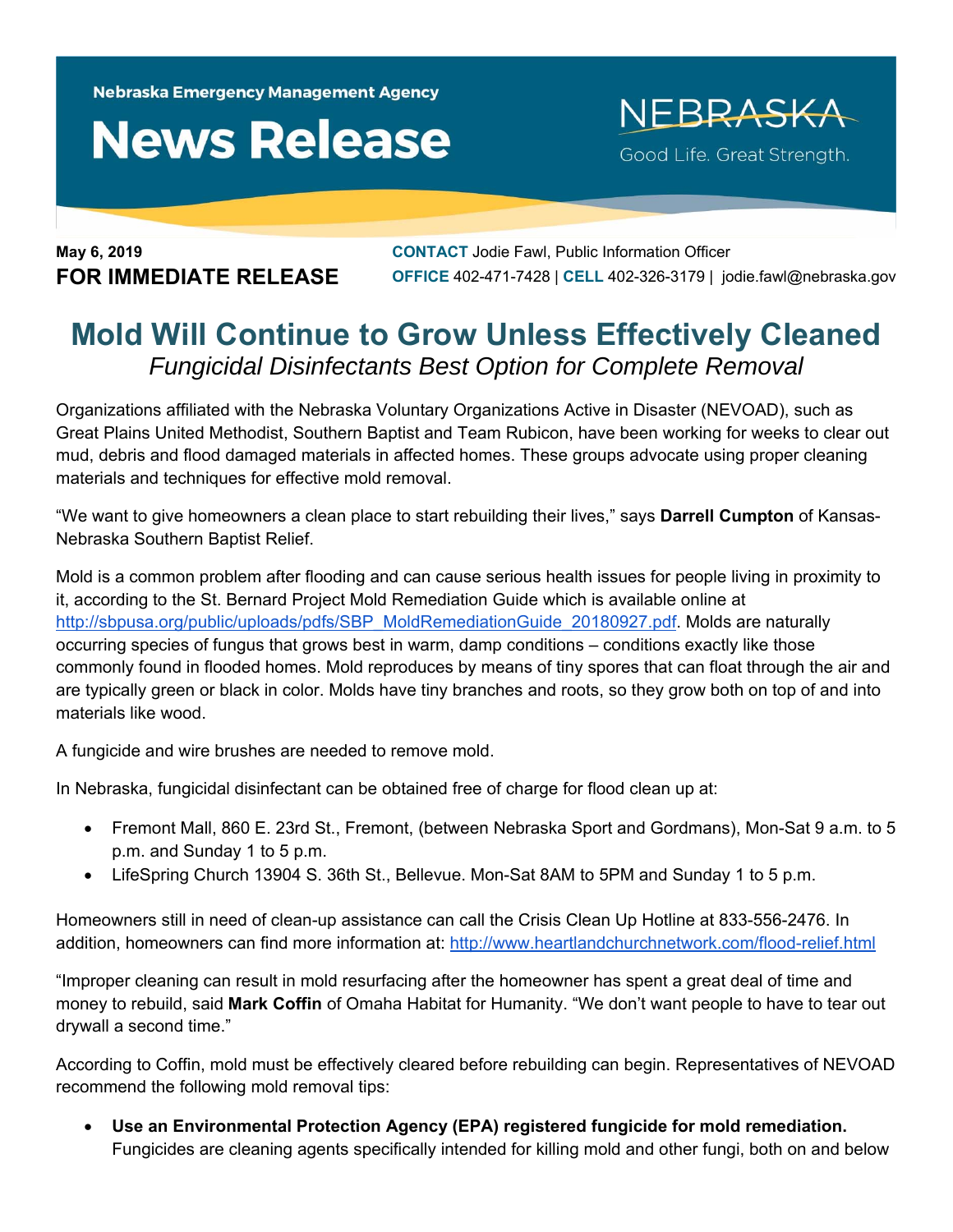Nebraska Emergency Management Agency

# News Release

NEBRASKA
Good Life. Great Strength.

**May 6, 2019**
**FOR IMMEDIATE RELEASE**

**CONTACT** Jodie Fawl, Public Information Officer
**OFFICE** 402-471-7428 | **CELL** 402-326-3179 | jodie.fawl@nebraska.gov

# Mold Will Continue to Grow Unless Effectively Cleaned

*Fungicidal Disinfectants Best Option for Complete Removal*

Organizations affiliated with the Nebraska Voluntary Organizations Active in Disaster (NEVOAD), such as Great Plains United Methodist, Southern Baptist and Team Rubicon, have been working for weeks to clear out mud, debris and flood damaged materials in affected homes. These groups advocate using proper cleaning materials and techniques for effective mold removal.

"We want to give homeowners a clean place to start rebuilding their lives," says **Darrell Cumpton** of Kansas-Nebraska Southern Baptist Relief.

Mold is a common problem after flooding and can cause serious health issues for people living in proximity to it, according to the St. Bernard Project Mold Remediation Guide which is available online at http://sbpusa.org/public/uploads/pdfs/SBP_MoldRemediationGuide_20180927.pdf. Molds are naturally occurring species of fungus that grows best in warm, damp conditions – conditions exactly like those commonly found in flooded homes. Mold reproduces by means of tiny spores that can float through the air and are typically green or black in color. Molds have tiny branches and roots, so they grow both on top of and into materials like wood.

A fungicide and wire brushes are needed to remove mold.

In Nebraska, fungicidal disinfectant can be obtained free of charge for flood clean up at:

- Fremont Mall, 860 E. 23rd St., Fremont, (between Nebraska Sport and Gordmans), Mon-Sat 9 a.m. to 5 p.m. and Sunday 1 to 5 p.m.
- LifeSpring Church 13904 S. 36th St., Bellevue. Mon-Sat 8AM to 5PM and Sunday 1 to 5 p.m.

Homeowners still in need of clean-up assistance can call the Crisis Clean Up Hotline at 833-556-2476. In addition, homeowners can find more information at: http://www.heartlandchurchnetwork.com/flood-relief.html

"Improper cleaning can result in mold resurfacing after the homeowner has spent a great deal of time and money to rebuild, said **Mark Coffin** of Omaha Habitat for Humanity. "We don't want people to have to tear out drywall a second time."

According to Coffin, mold must be effectively cleared before rebuilding can begin. Representatives of NEVOAD recommend the following mold removal tips:

- **Use an Environmental Protection Agency (EPA) registered fungicide for mold remediation.** Fungicides are cleaning agents specifically intended for killing mold and other fungi, both on and below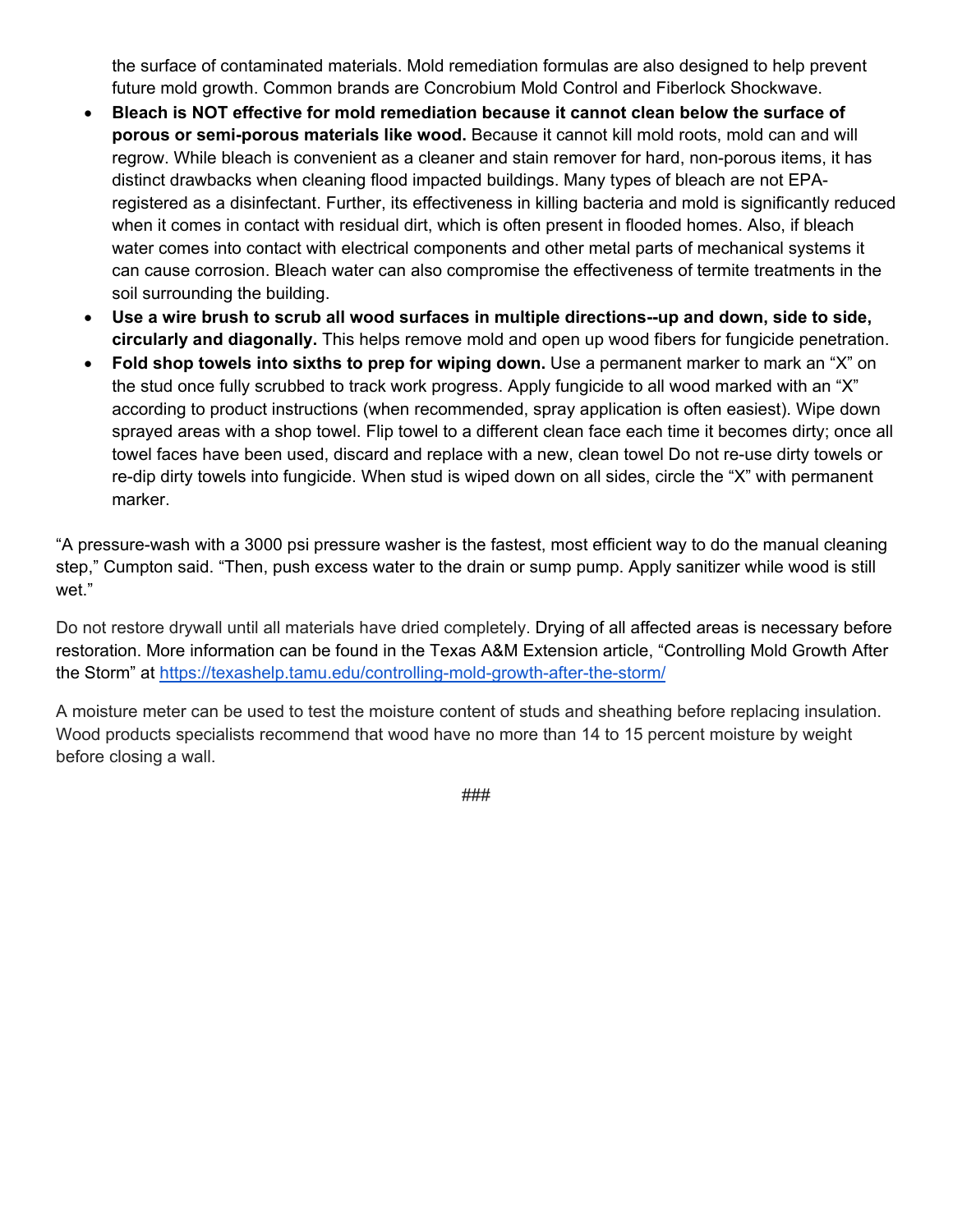the surface of contaminated materials. Mold remediation formulas are also designed to help prevent future mold growth. Common brands are Concrobium Mold Control and Fiberlock Shockwave.

- **Bleach is NOT effective for mold remediation because it cannot clean below the surface of porous or semi-porous materials like wood.** Because it cannot kill mold roots, mold can and will regrow. While bleach is convenient as a cleaner and stain remover for hard, non-porous items, it has distinct drawbacks when cleaning flood impacted buildings. Many types of bleach are not EPA-registered as a disinfectant. Further, its effectiveness in killing bacteria and mold is significantly reduced when it comes in contact with residual dirt, which is often present in flooded homes. Also, if bleach water comes into contact with electrical components and other metal parts of mechanical systems it can cause corrosion. Bleach water can also compromise the effectiveness of termite treatments in the soil surrounding the building.
- **Use a wire brush to scrub all wood surfaces in multiple directions--up and down, side to side, circularly and diagonally.** This helps remove mold and open up wood fibers for fungicide penetration.
- **Fold shop towels into sixths to prep for wiping down.** Use a permanent marker to mark an "X" on the stud once fully scrubbed to track work progress. Apply fungicide to all wood marked with an "X" according to product instructions (when recommended, spray application is often easiest). Wipe down sprayed areas with a shop towel. Flip towel to a different clean face each time it becomes dirty; once all towel faces have been used, discard and replace with a new, clean towel Do not re-use dirty towels or re-dip dirty towels into fungicide. When stud is wiped down on all sides, circle the "X" with permanent marker.

"A pressure-wash with a 3000 psi pressure washer is the fastest, most efficient way to do the manual cleaning step," Cumpton said. "Then, push excess water to the drain or sump pump. Apply sanitizer while wood is still wet."

Do not restore drywall until all materials have dried completely. Drying of all affected areas is necessary before restoration. More information can be found in the Texas A&M Extension article, "Controlling Mold Growth After the Storm" at https://texashelp.tamu.edu/controlling-mold-growth-after-the-storm/

A moisture meter can be used to test the moisture content of studs and sheathing before replacing insulation. Wood products specialists recommend that wood have no more than 14 to 15 percent moisture by weight before closing a wall.

###